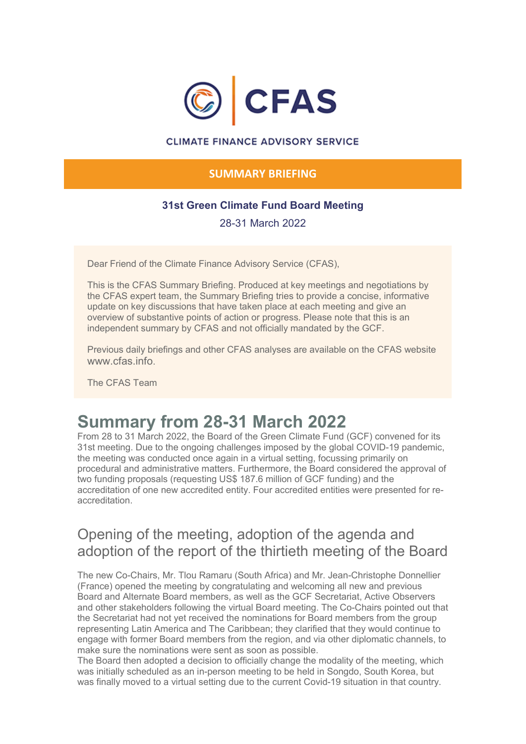# CFAS

CLIMATE FINANCE ADVISORY SERVICE

**SUMMARY BRIEFING**

**31st Green Climate Fund Board Meeting**

28-31 March 2022

Dear Friend of the Climate Finance Advisory Service (CFAS),

This is the CFAS Summary Briefing. Produced at key meetings and negotiations by the CFAS expert team, the Summary Briefing tries to provide a concise, informative update on key discussions that have taken place at each meeting and give an overview of substantive points of action or progress. Please note that this is an independent summary by CFAS and not officially mandated by the GCF.

Previous daily briefings and other CFAS analyses are available on the CFAS website www.cfas.info.

The CFAS Team

# Summary from 28-31 March 2022

From 28 to 31 March 2022, the Board of the Green Climate Fund (GCF) convened for its 31st meeting. Due to the ongoing challenges imposed by the global COVID-19 pandemic, the meeting was conducted once again in a virtual setting, focussing primarily on procedural and administrative matters. Furthermore, the Board considered the approval of two funding proposals (requesting US$ 187.6 million of GCF funding) and the accreditation of one new accredited entity. Four accredited entities were presented for re-accreditation.

## Opening of the meeting, adoption of the agenda and adoption of the report of the thirtieth meeting of the Board

The new Co-Chairs, Mr. Tlou Ramaru (South Africa) and Mr. Jean-Christophe Donnellier (France) opened the meeting by congratulating and welcoming all new and previous Board and Alternate Board members, as well as the GCF Secretariat, Active Observers and other stakeholders following the virtual Board meeting. The Co-Chairs pointed out that the Secretariat had not yet received the nominations for Board members from the group representing Latin America and The Caribbean; they clarified that they would continue to engage with former Board members from the region, and via other diplomatic channels, to make sure the nominations were sent as soon as possible.

The Board then adopted a decision to officially change the modality of the meeting, which was initially scheduled as an in-person meeting to be held in Songdo, South Korea, but was finally moved to a virtual setting due to the current Covid-19 situation in that country.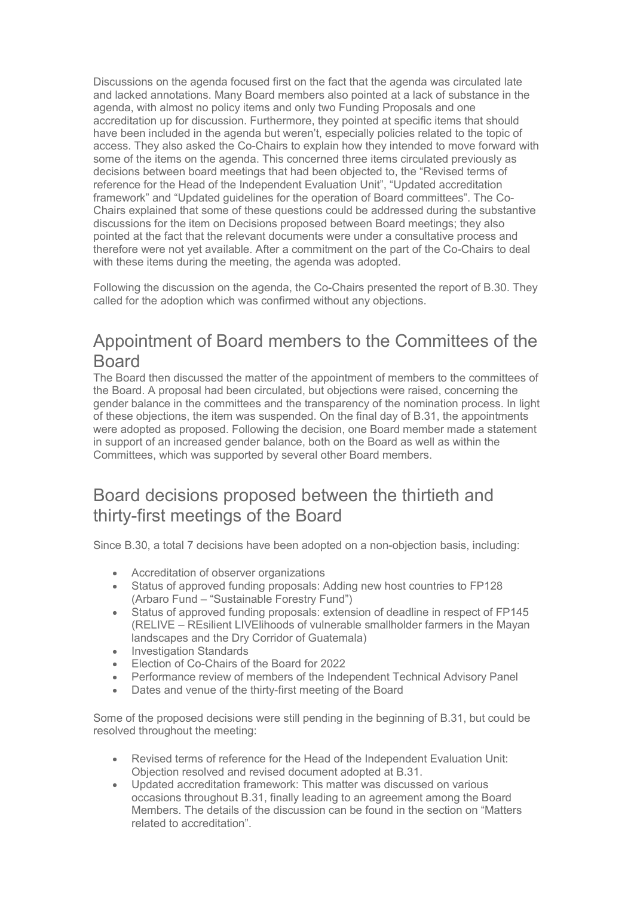Discussions on the agenda focused first on the fact that the agenda was circulated late and lacked annotations. Many Board members also pointed at a lack of substance in the agenda, with almost no policy items and only two Funding Proposals and one accreditation up for discussion. Furthermore, they pointed at specific items that should have been included in the agenda but weren't, especially policies related to the topic of access. They also asked the Co-Chairs to explain how they intended to move forward with some of the items on the agenda. This concerned three items circulated previously as decisions between board meetings that had been objected to, the "Revised terms of reference for the Head of the Independent Evaluation Unit", "Updated accreditation framework" and "Updated guidelines for the operation of Board committees". The Co-Chairs explained that some of these questions could be addressed during the substantive discussions for the item on Decisions proposed between Board meetings; they also pointed at the fact that the relevant documents were under a consultative process and therefore were not yet available. After a commitment on the part of the Co-Chairs to deal with these items during the meeting, the agenda was adopted.

Following the discussion on the agenda, the Co-Chairs presented the report of B.30. They called for the adoption which was confirmed without any objections.

## Appointment of Board members to the Committees of the Board

The Board then discussed the matter of the appointment of members to the committees of the Board. A proposal had been circulated, but objections were raised, concerning the gender balance in the committees and the transparency of the nomination process. In light of these objections, the item was suspended. On the final day of B.31, the appointments were adopted as proposed. Following the decision, one Board member made a statement in support of an increased gender balance, both on the Board as well as within the Committees, which was supported by several other Board members.

## Board decisions proposed between the thirtieth and thirty-first meetings of the Board

Since B.30, a total 7 decisions have been adopted on a non-objection basis, including:

- Accreditation of observer organizations
- Status of approved funding proposals: Adding new host countries to FP128 (Arbaro Fund – "Sustainable Forestry Fund")
- Status of approved funding proposals: extension of deadline in respect of FP145 (RELIVE – REsilient LIVElihoods of vulnerable smallholder farmers in the Mayan landscapes and the Dry Corridor of Guatemala)
- Investigation Standards
- Election of Co-Chairs of the Board for 2022
- Performance review of members of the Independent Technical Advisory Panel
- Dates and venue of the thirty-first meeting of the Board

Some of the proposed decisions were still pending in the beginning of B.31, but could be resolved throughout the meeting:

- Revised terms of reference for the Head of the Independent Evaluation Unit: Objection resolved and revised document adopted at B.31.
- Updated accreditation framework: This matter was discussed on various occasions throughout B.31, finally leading to an agreement among the Board Members. The details of the discussion can be found in the section on "Matters related to accreditation".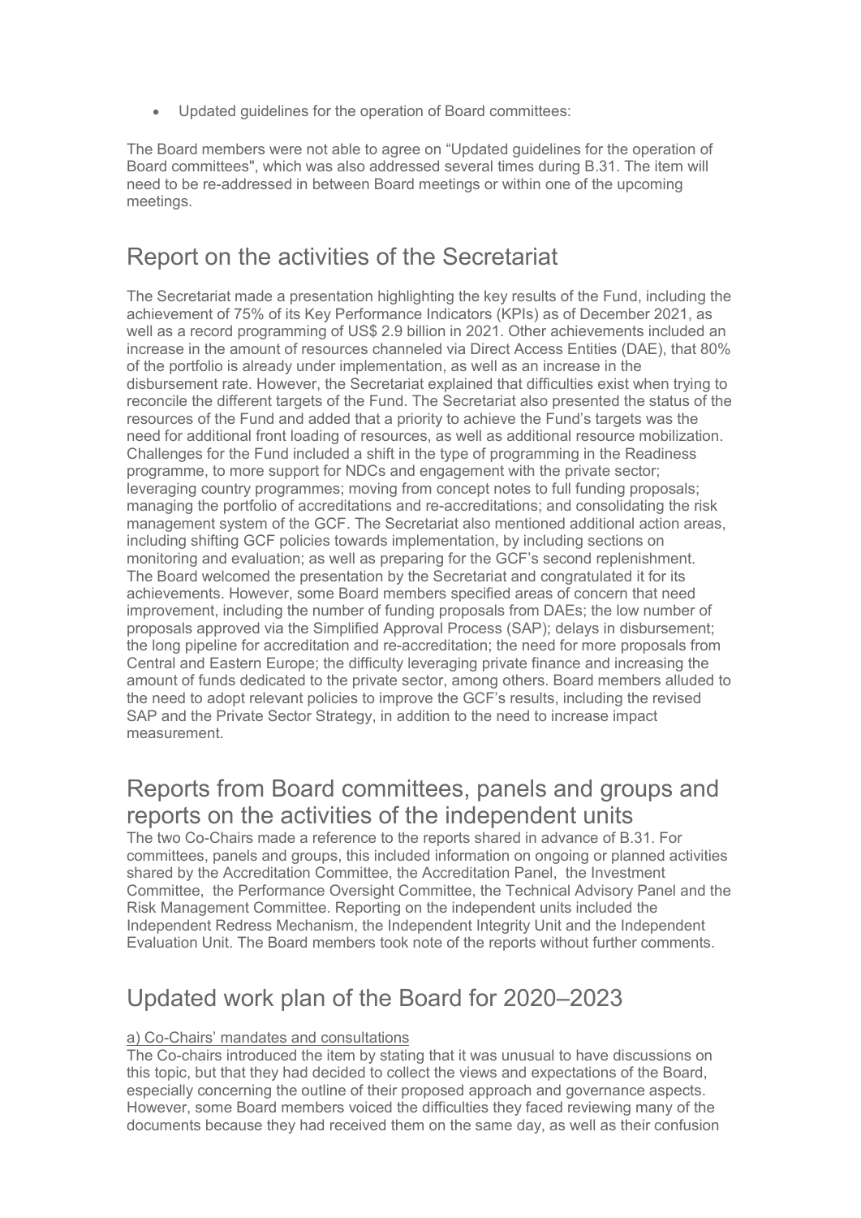- Updated guidelines for the operation of Board committees:

The Board members were not able to agree on "Updated guidelines for the operation of Board committees", which was also addressed several times during B.31. The item will need to be re-addressed in between Board meetings or within one of the upcoming meetings.

## Report on the activities of the Secretariat

The Secretariat made a presentation highlighting the key results of the Fund, including the achievement of 75% of its Key Performance Indicators (KPIs) as of December 2021, as well as a record programming of US$ 2.9 billion in 2021. Other achievements included an increase in the amount of resources channeled via Direct Access Entities (DAE), that 80% of the portfolio is already under implementation, as well as an increase in the disbursement rate. However, the Secretariat explained that difficulties exist when trying to reconcile the different targets of the Fund. The Secretariat also presented the status of the resources of the Fund and added that a priority to achieve the Fund's targets was the need for additional front loading of resources, as well as additional resource mobilization. Challenges for the Fund included a shift in the type of programming in the Readiness programme, to more support for NDCs and engagement with the private sector; leveraging country programmes; moving from concept notes to full funding proposals; managing the portfolio of accreditations and re-accreditations; and consolidating the risk management system of the GCF. The Secretariat also mentioned additional action areas, including shifting GCF policies towards implementation, by including sections on monitoring and evaluation; as well as preparing for the GCF's second replenishment. The Board welcomed the presentation by the Secretariat and congratulated it for its achievements. However, some Board members specified areas of concern that need improvement, including the number of funding proposals from DAEs; the low number of proposals approved via the Simplified Approval Process (SAP); delays in disbursement; the long pipeline for accreditation and re-accreditation; the need for more proposals from Central and Eastern Europe; the difficulty leveraging private finance and increasing the amount of funds dedicated to the private sector, among others. Board members alluded to the need to adopt relevant policies to improve the GCF's results, including the revised SAP and the Private Sector Strategy, in addition to the need to increase impact measurement.

## Reports from Board committees, panels and groups and reports on the activities of the independent units

The two Co-Chairs made a reference to the reports shared in advance of B.31. For committees, panels and groups, this included information on ongoing or planned activities shared by the Accreditation Committee, the Accreditation Panel, the Investment Committee, the Performance Oversight Committee, the Technical Advisory Panel and the Risk Management Committee. Reporting on the independent units included the Independent Redress Mechanism, the Independent Integrity Unit and the Independent Evaluation Unit. The Board members took note of the reports without further comments.

## Updated work plan of the Board for 2020–2023

a) Co-Chairs' mandates and consultations

The Co-chairs introduced the item by stating that it was unusual to have discussions on this topic, but that they had decided to collect the views and expectations of the Board, especially concerning the outline of their proposed approach and governance aspects. However, some Board members voiced the difficulties they faced reviewing many of the documents because they had received them on the same day, as well as their confusion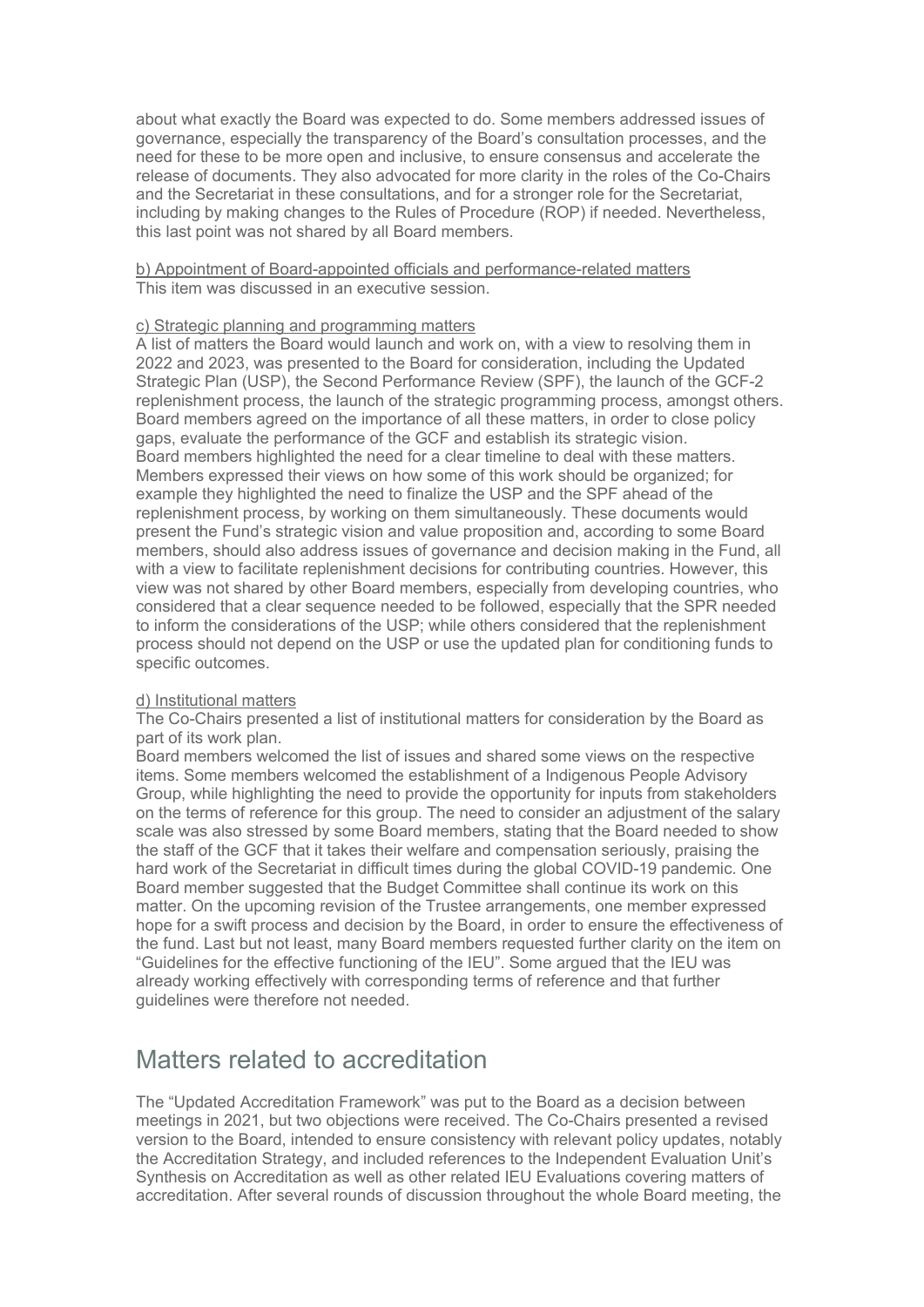about what exactly the Board was expected to do. Some members addressed issues of governance, especially the transparency of the Board's consultation processes, and the need for these to be more open and inclusive, to ensure consensus and accelerate the release of documents. They also advocated for more clarity in the roles of the Co-Chairs and the Secretariat in these consultations, and for a stronger role for the Secretariat, including by making changes to the Rules of Procedure (ROP) if needed. Nevertheless, this last point was not shared by all Board members.

b) Appointment of Board-appointed officials and performance-related matters
This item was discussed in an executive session.

c) Strategic planning and programming matters
A list of matters the Board would launch and work on, with a view to resolving them in 2022 and 2023, was presented to the Board for consideration, including the Updated Strategic Plan (USP), the Second Performance Review (SPF), the launch of the GCF-2 replenishment process, the launch of the strategic programming process, amongst others. Board members agreed on the importance of all these matters, in order to close policy gaps, evaluate the performance of the GCF and establish its strategic vision.
Board members highlighted the need for a clear timeline to deal with these matters. Members expressed their views on how some of this work should be organized; for example they highlighted the need to finalize the USP and the SPF ahead of the replenishment process, by working on them simultaneously. These documents would present the Fund's strategic vision and value proposition and, according to some Board members, should also address issues of governance and decision making in the Fund, all with a view to facilitate replenishment decisions for contributing countries. However, this view was not shared by other Board members, especially from developing countries, who considered that a clear sequence needed to be followed, especially that the SPR needed to inform the considerations of the USP; while others considered that the replenishment process should not depend on the USP or use the updated plan for conditioning funds to specific outcomes.

d) Institutional matters
The Co-Chairs presented a list of institutional matters for consideration by the Board as part of its work plan.
Board members welcomed the list of issues and shared some views on the respective items. Some members welcomed the establishment of a Indigenous People Advisory Group, while highlighting the need to provide the opportunity for inputs from stakeholders on the terms of reference for this group. The need to consider an adjustment of the salary scale was also stressed by some Board members, stating that the Board needed to show the staff of the GCF that it takes their welfare and compensation seriously, praising the hard work of the Secretariat in difficult times during the global COVID-19 pandemic. One Board member suggested that the Budget Committee shall continue its work on this matter. On the upcoming revision of the Trustee arrangements, one member expressed hope for a swift process and decision by the Board, in order to ensure the effectiveness of the fund. Last but not least, many Board members requested further clarity on the item on "Guidelines for the effective functioning of the IEU". Some argued that the IEU was already working effectively with corresponding terms of reference and that further guidelines were therefore not needed.

## Matters related to accreditation

The "Updated Accreditation Framework" was put to the Board as a decision between meetings in 2021, but two objections were received. The Co-Chairs presented a revised version to the Board, intended to ensure consistency with relevant policy updates, notably the Accreditation Strategy, and included references to the Independent Evaluation Unit's Synthesis on Accreditation as well as other related IEU Evaluations covering matters of accreditation. After several rounds of discussion throughout the whole Board meeting, the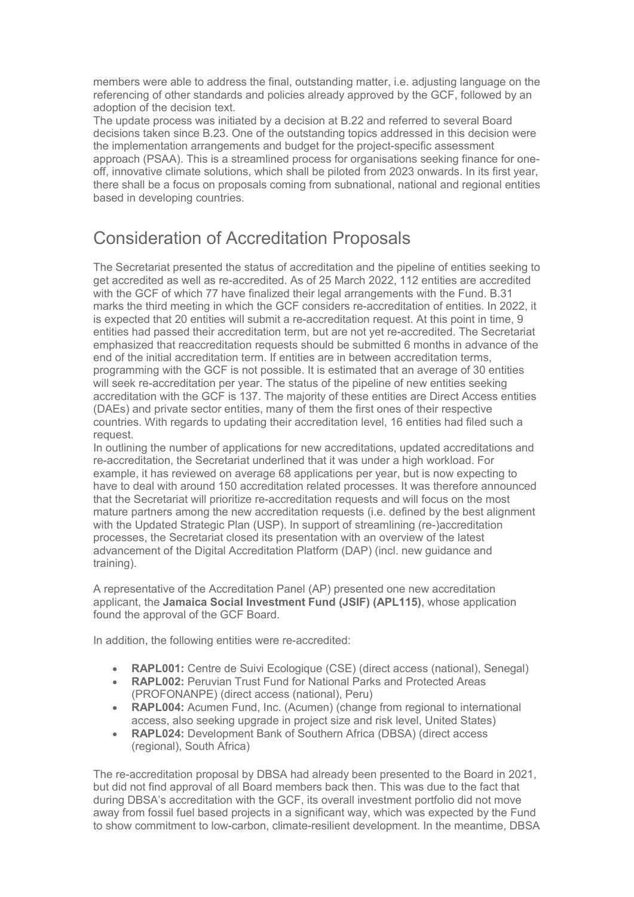members were able to address the final, outstanding matter, i.e. adjusting language on the referencing of other standards and policies already approved by the GCF, followed by an adoption of the decision text.

The update process was initiated by a decision at B.22 and referred to several Board decisions taken since B.23. One of the outstanding topics addressed in this decision were the implementation arrangements and budget for the project-specific assessment approach (PSAA). This is a streamlined process for organisations seeking finance for one-off, innovative climate solutions, which shall be piloted from 2023 onwards. In its first year, there shall be a focus on proposals coming from subnational, national and regional entities based in developing countries.

## Consideration of Accreditation Proposals

The Secretariat presented the status of accreditation and the pipeline of entities seeking to get accredited as well as re-accredited. As of 25 March 2022, 112 entities are accredited with the GCF of which 77 have finalized their legal arrangements with the Fund. B.31 marks the third meeting in which the GCF considers re-accreditation of entities. In 2022, it is expected that 20 entities will submit a re-accreditation request. At this point in time, 9 entities had passed their accreditation term, but are not yet re-accredited. The Secretariat emphasized that reaccreditation requests should be submitted 6 months in advance of the end of the initial accreditation term. If entities are in between accreditation terms, programming with the GCF is not possible. It is estimated that an average of 30 entities will seek re-accreditation per year. The status of the pipeline of new entities seeking accreditation with the GCF is 137. The majority of these entities are Direct Access entities (DAEs) and private sector entities, many of them the first ones of their respective countries. With regards to updating their accreditation level, 16 entities had filed such a request.

In outlining the number of applications for new accreditations, updated accreditations and re-accreditation, the Secretariat underlined that it was under a high workload. For example, it has reviewed on average 68 applications per year, but is now expecting to have to deal with around 150 accreditation related processes. It was therefore announced that the Secretariat will prioritize re-accreditation requests and will focus on the most mature partners among the new accreditation requests (i.e. defined by the best alignment with the Updated Strategic Plan (USP). In support of streamlining (re-)accreditation processes, the Secretariat closed its presentation with an overview of the latest advancement of the Digital Accreditation Platform (DAP) (incl. new guidance and training).

A representative of the Accreditation Panel (AP) presented one new accreditation applicant, the **Jamaica Social Investment Fund (JSIF) (APL115)**, whose application found the approval of the GCF Board.

In addition, the following entities were re-accredited:

- **RAPL001:** Centre de Suivi Ecologique (CSE) (direct access (national), Senegal)
- **RAPL002:** Peruvian Trust Fund for National Parks and Protected Areas (PROFONANPE) (direct access (national), Peru)
- **RAPL004:** Acumen Fund, Inc. (Acumen) (change from regional to international access, also seeking upgrade in project size and risk level, United States)
- **RAPL024:** Development Bank of Southern Africa (DBSA) (direct access (regional), South Africa)

The re-accreditation proposal by DBSA had already been presented to the Board in 2021, but did not find approval of all Board members back then. This was due to the fact that during DBSA's accreditation with the GCF, its overall investment portfolio did not move away from fossil fuel based projects in a significant way, which was expected by the Fund to show commitment to low-carbon, climate-resilient development. In the meantime, DBSA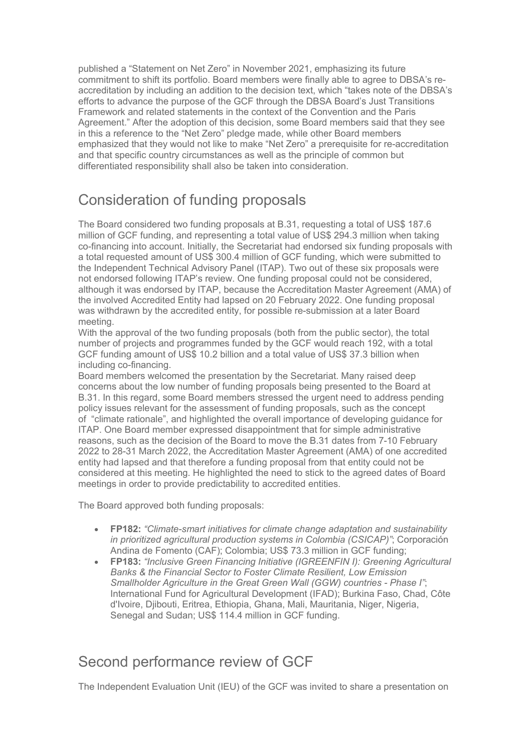published a "Statement on Net Zero" in November 2021, emphasizing its future commitment to shift its portfolio. Board members were finally able to agree to DBSA's re-accreditation by including an addition to the decision text, which "takes note of the DBSA's efforts to advance the purpose of the GCF through the DBSA Board's Just Transitions Framework and related statements in the context of the Convention and the Paris Agreement." After the adoption of this decision, some Board members said that they see in this a reference to the "Net Zero" pledge made, while other Board members emphasized that they would not like to make "Net Zero" a prerequisite for re-accreditation and that specific country circumstances as well as the principle of common but differentiated responsibility shall also be taken into consideration.

## Consideration of funding proposals

The Board considered two funding proposals at B.31, requesting a total of US$ 187.6 million of GCF funding, and representing a total value of US$ 294.3 million when taking co-financing into account. Initially, the Secretariat had endorsed six funding proposals with a total requested amount of US$ 300.4 million of GCF funding, which were submitted to the Independent Technical Advisory Panel (ITAP). Two out of these six proposals were not endorsed following ITAP's review. One funding proposal could not be considered, although it was endorsed by ITAP, because the Accreditation Master Agreement (AMA) of the involved Accredited Entity had lapsed on 20 February 2022. One funding proposal was withdrawn by the accredited entity, for possible re-submission at a later Board meeting.

With the approval of the two funding proposals (both from the public sector), the total number of projects and programmes funded by the GCF would reach 192, with a total GCF funding amount of US$ 10.2 billion and a total value of US$ 37.3 billion when including co-financing.

Board members welcomed the presentation by the Secretariat. Many raised deep concerns about the low number of funding proposals being presented to the Board at B.31. In this regard, some Board members stressed the urgent need to address pending policy issues relevant for the assessment of funding proposals, such as the concept of "climate rationale", and highlighted the overall importance of developing guidance for ITAP. One Board member expressed disappointment that for simple administrative reasons, such as the decision of the Board to move the B.31 dates from 7-10 February 2022 to 28-31 March 2022, the Accreditation Master Agreement (AMA) of one accredited entity had lapsed and that therefore a funding proposal from that entity could not be considered at this meeting. He highlighted the need to stick to the agreed dates of Board meetings in order to provide predictability to accredited entities.

The Board approved both funding proposals:

- **FP182:** *"Climate-smart initiatives for climate change adaptation and sustainability in prioritized agricultural production systems in Colombia (CSICAP)"*; Corporación Andina de Fomento (CAF); Colombia; US$ 73.3 million in GCF funding;
- **FP183:** *"Inclusive Green Financing Initiative (IGREENFIN I): Greening Agricultural Banks & the Financial Sector to Foster Climate Resilient, Low Emission Smallholder Agriculture in the Great Green Wall (GGW) countries - Phase I"*; International Fund for Agricultural Development (IFAD); Burkina Faso, Chad, Côte d'Ivoire, Djibouti, Eritrea, Ethiopia, Ghana, Mali, Mauritania, Niger, Nigeria, Senegal and Sudan; US$ 114.4 million in GCF funding.

## Second performance review of GCF

The Independent Evaluation Unit (IEU) of the GCF was invited to share a presentation on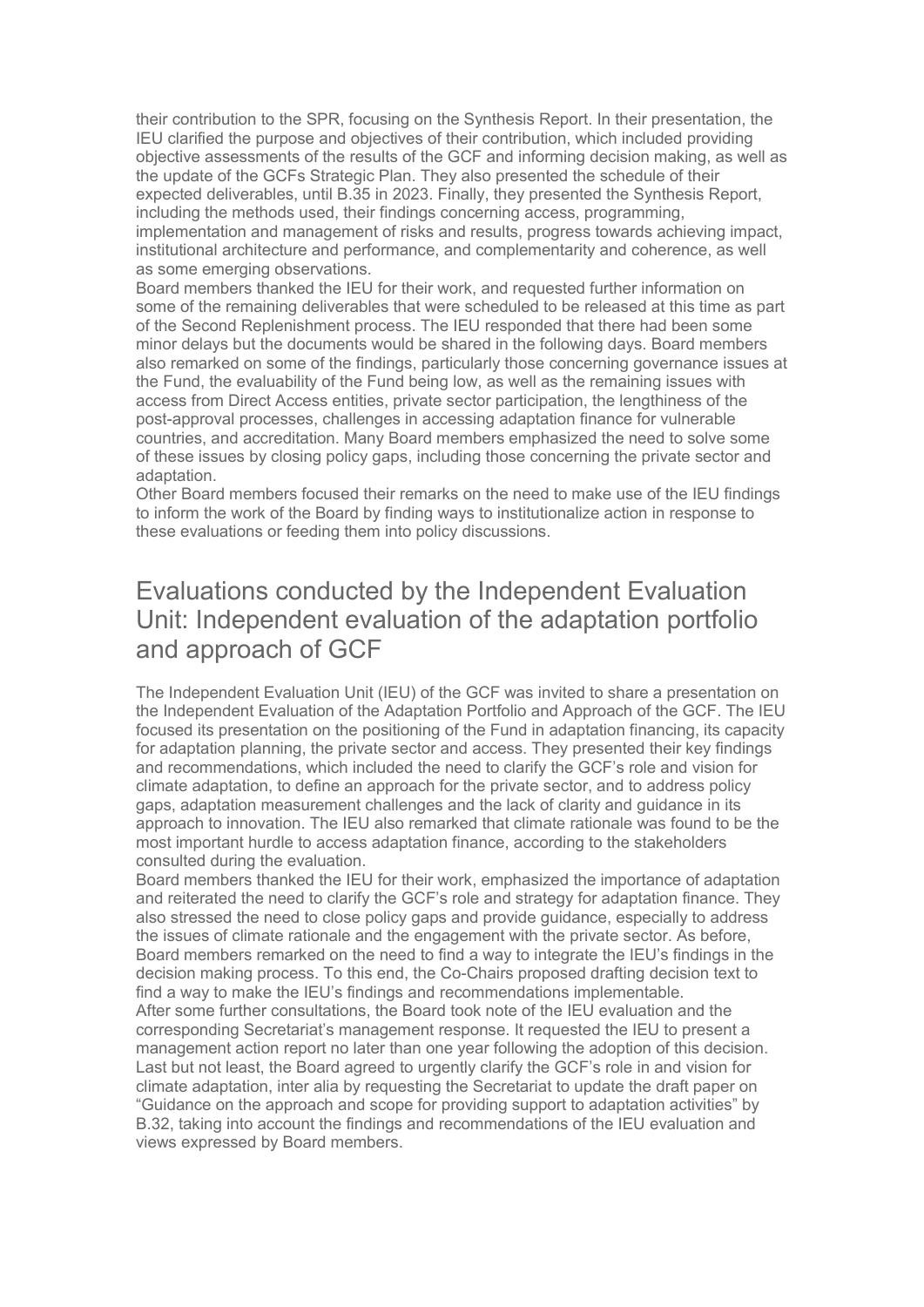their contribution to the SPR, focusing on the Synthesis Report. In their presentation, the IEU clarified the purpose and objectives of their contribution, which included providing objective assessments of the results of the GCF and informing decision making, as well as the update of the GCFs Strategic Plan. They also presented the schedule of their expected deliverables, until B.35 in 2023. Finally, they presented the Synthesis Report, including the methods used, their findings concerning access, programming, implementation and management of risks and results, progress towards achieving impact, institutional architecture and performance, and complementarity and coherence, as well as some emerging observations.

Board members thanked the IEU for their work, and requested further information on some of the remaining deliverables that were scheduled to be released at this time as part of the Second Replenishment process. The IEU responded that there had been some minor delays but the documents would be shared in the following days. Board members also remarked on some of the findings, particularly those concerning governance issues at the Fund, the evaluability of the Fund being low, as well as the remaining issues with access from Direct Access entities, private sector participation, the lengthiness of the post-approval processes, challenges in accessing adaptation finance for vulnerable countries, and accreditation. Many Board members emphasized the need to solve some of these issues by closing policy gaps, including those concerning the private sector and adaptation.

Other Board members focused their remarks on the need to make use of the IEU findings to inform the work of the Board by finding ways to institutionalize action in response to these evaluations or feeding them into policy discussions.

## Evaluations conducted by the Independent Evaluation Unit: Independent evaluation of the adaptation portfolio and approach of GCF

The Independent Evaluation Unit (IEU) of the GCF was invited to share a presentation on the Independent Evaluation of the Adaptation Portfolio and Approach of the GCF. The IEU focused its presentation on the positioning of the Fund in adaptation financing, its capacity for adaptation planning, the private sector and access. They presented their key findings and recommendations, which included the need to clarify the GCF's role and vision for climate adaptation, to define an approach for the private sector, and to address policy gaps, adaptation measurement challenges and the lack of clarity and guidance in its approach to innovation. The IEU also remarked that climate rationale was found to be the most important hurdle to access adaptation finance, according to the stakeholders consulted during the evaluation.

Board members thanked the IEU for their work, emphasized the importance of adaptation and reiterated the need to clarify the GCF's role and strategy for adaptation finance. They also stressed the need to close policy gaps and provide guidance, especially to address the issues of climate rationale and the engagement with the private sector. As before, Board members remarked on the need to find a way to integrate the IEU's findings in the decision making process. To this end, the Co-Chairs proposed drafting decision text to find a way to make the IEU's findings and recommendations implementable.

After some further consultations, the Board took note of the IEU evaluation and the corresponding Secretariat's management response. It requested the IEU to present a management action report no later than one year following the adoption of this decision. Last but not least, the Board agreed to urgently clarify the GCF's role in and vision for climate adaptation, inter alia by requesting the Secretariat to update the draft paper on "Guidance on the approach and scope for providing support to adaptation activities" by B.32, taking into account the findings and recommendations of the IEU evaluation and views expressed by Board members.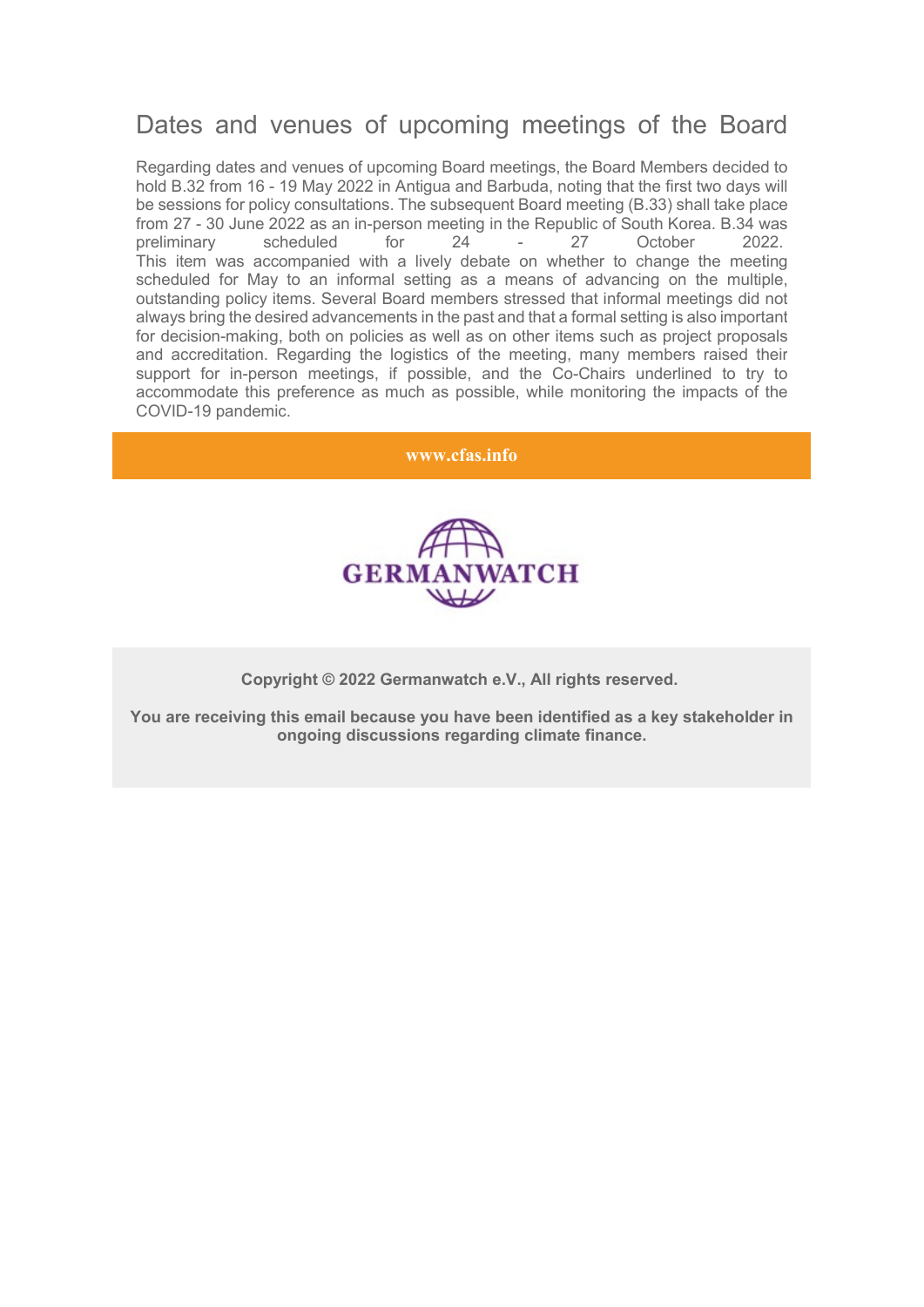## Dates and venues of upcoming meetings of the Board

Regarding dates and venues of upcoming Board meetings, the Board Members decided to hold B.32 from 16 - 19 May 2022 in Antigua and Barbuda, noting that the first two days will be sessions for policy consultations. The subsequent Board meeting (B.33) shall take place from 27 - 30 June 2022 as an in-person meeting in the Republic of South Korea. B.34 was preliminary scheduled for 24 - 27 October 2022.
This item was accompanied with a lively debate on whether to change the meeting scheduled for May to an informal setting as a means of advancing on the multiple, outstanding policy items. Several Board members stressed that informal meetings did not always bring the desired advancements in the past and that a formal setting is also important for decision-making, both on policies as well as on other items such as project proposals and accreditation. Regarding the logistics of the meeting, many members raised their support for in-person meetings, if possible, and the Co-Chairs underlined to try to accommodate this preference as much as possible, while monitoring the impacts of the COVID-19 pandemic.

**www.cfas.info**

GERMANWATCH

**Copyright © 2022 Germanwatch e.V., All rights reserved.**

**You are receiving this email because you have been identified as a key stakeholder in ongoing discussions regarding climate finance.**